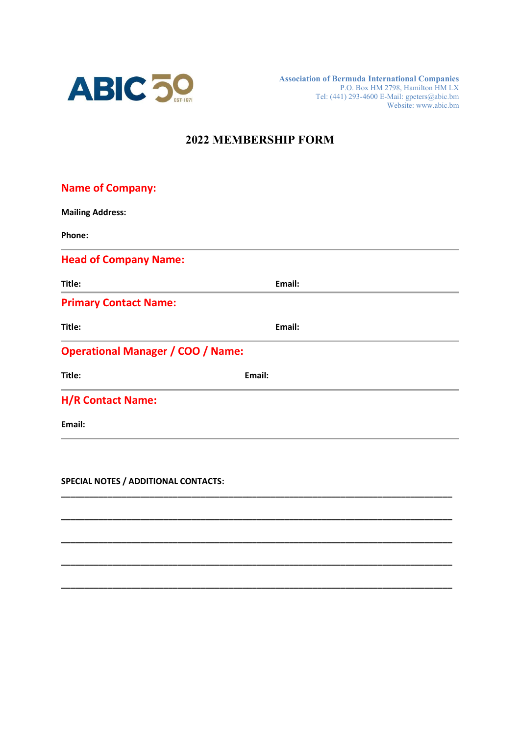ABIC 50 EST·1971

**Association of Bermuda International Companies**
P.O. Box HM 2798, Hamilton HM LX
Tel: (441) 293-4600 E-Mail: gpeters@abic.bm
Website: www.abic.bm

# 2022 MEMBERSHIP FORM

## Name of Company:

**Mailing Address:**

**Phone:**

---

## Head of Company Name:

**Title:** **Email:**

---

## Primary Contact Name:

**Title:** **Email:**

---

## Operational Manager / COO / Name:

**Title:** **Email:**

---

## H/R Contact Name:

**Email:**

---

**SPECIAL NOTES / ADDITIONAL CONTACTS:**

______________________________________________________________________________

______________________________________________________________________________

______________________________________________________________________________

______________________________________________________________________________

______________________________________________________________________________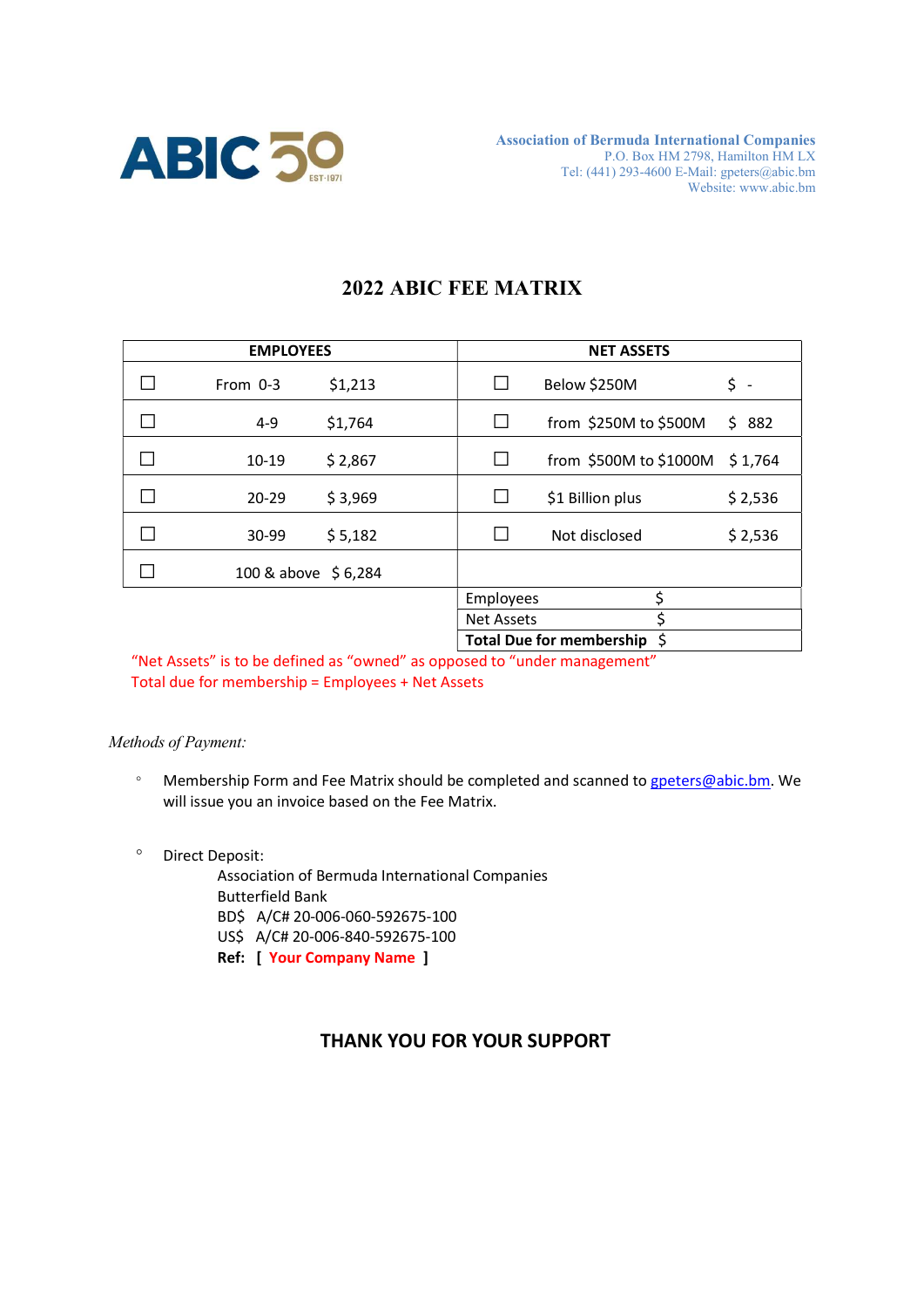ABIC 50 EST·1971

Association of Bermuda International Companies
P.O. Box HM 2798, Hamilton HM LX
Tel: (441) 293-4600 E-Mail: gpeters@abic.bm
Website: www.abic.bm

# 2022 ABIC FEE MATRIX

| EMPLOYEES | | | NET ASSETS | | |
|---|---|---|---|---|---|
| ☐ | From 0-3 | $1,213 | ☐ | Below $250M | $ - |
| ☐ | 4-9 | $1,764 | ☐ | from $250M to $500M | $ 882 |
| ☐ | 10-19 | $ 2,867 | ☐ | from $500M to $1000M | $ 1,764 |
| ☐ | 20-29 | $ 3,969 | ☐ | $1 Billion plus | $ 2,536 |
| ☐ | 30-99 | $ 5,182 | ☐ | Not disclosed | $ 2,536 |
| ☐ | 100 & above | $ 6,284 | | | |

| | |
|---|---|
| Employees | $ |
| Net Assets | $ |
| **Total Due for membership** | $ |

"Net Assets" is to be defined as "owned" as opposed to "under management"
Total due for membership = Employees + Net Assets

*Methods of Payment:*

- Membership Form and Fee Matrix should be completed and scanned to gpeters@abic.bm. We will issue you an invoice based on the Fee Matrix.

- Direct Deposit:
  Association of Bermuda International Companies
  Butterfield Bank
  BD$ A/C# 20-006-060-592675-100
  US$ A/C# 20-006-840-592675-100
  **Ref: [ Your Company Name ]**

**THANK YOU FOR YOUR SUPPORT**